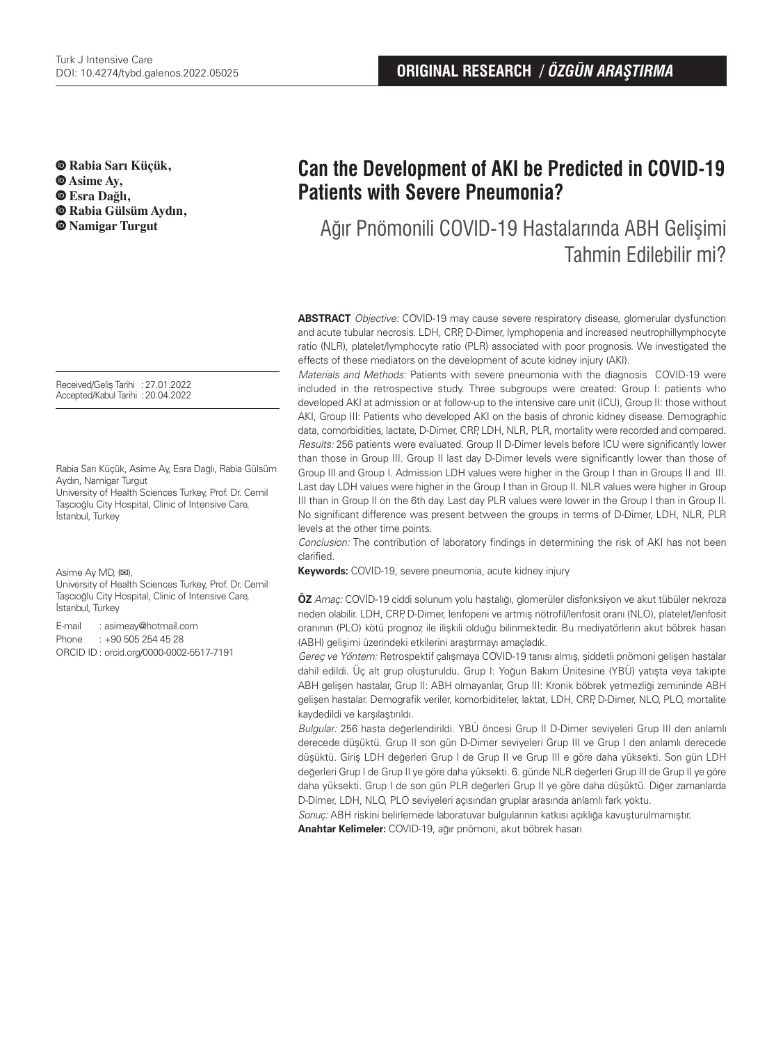**ORIGINAL RESEARCH / *ÖZGÜN ARAŞTIRMA***

**Rabia Sarı Küçük,**
**Asime Ay,**
**Esra Dağlı,**
**Rabia Gülsüm Aydın,**
**Namigar Turgut**

# Can the Development of AKI be Predicted in COVID-19 Patients with Severe Pneumonia?

## Ağır Pnömonili COVID-19 Hastalarında ABH Gelişimi Tahmin Edilebilir mi?

Received/Geliş Tarihi : 27.01.2022
Accepted/Kabul Tarihi : 20.04.2022

Rabia Sarı Küçük, Asime Ay, Esra Dağlı, Rabia Gülsüm Aydın, Namigar Turgut
University of Health Sciences Turkey, Prof. Dr. Cemil Taşcıoğlu City Hospital, Clinic of Intensive Care, İstanbul, Turkey

Asime Ay MD, (✉),
University of Health Sciences Turkey, Prof. Dr. Cemil Taşcıoğlu City Hospital, Clinic of Intensive Care, İstanbul, Turkey

E-mail : asimeay@hotmail.com
Phone : +90 505 254 45 28
ORCID ID : orcid.org/0000-0002-5517-7191

**ABSTRACT** *Objective:* COVID-19 may cause severe respiratory disease, glomerular dysfunction and acute tubular necrosis. LDH, CRP, D-Dimer, lymphopenia and increased neutrophillymphocyte ratio (NLR), platelet/lymphocyte ratio (PLR) associated with poor prognosis. We investigated the effects of these mediators on the development of acute kidney injury (AKI).

*Materials and Methods:* Patients with severe pneumonia with the diagnosis COVID-19 were included in the retrospective study. Three subgroups were created: Group I: patients who developed AKI at admission or at follow-up to the intensive care unit (ICU), Group II: those without AKI, Group III: Patients who developed AKI on the basis of chronic kidney disease. Demographic data, comorbidities, lactate, D-Dimer, CRP, LDH, NLR, PLR, mortality were recorded and compared.

*Results:* 256 patients were evaluated. Group II D-Dimer levels before ICU were significantly lower than those in Group III. Group II last day D-Dimer levels were significantly lower than those of Group III and Group I. Admission LDH values were higher in the Group I than in Groups II and III. Last day LDH values were higher in the Group I than in Group II. NLR values were higher in Group III than in Group II on the 6th day. Last day PLR values were lower in the Group I than in Group II. No significant difference was present between the groups in terms of D-Dimer, LDH, NLR, PLR levels at the other time points.

*Conclusion:* The contribution of laboratory findings in determining the risk of AKI has not been clarified.

**Keywords:** COVID-19, severe pneumonia, acute kidney injury

**ÖZ** *Amaç:* COVİD-19 ciddi solunum yolu hastalığı, glomerüler disfonksiyon ve akut tübüler nekroza neden olabilir. LDH, CRP, D-Dimer, lenfopeni ve artmış nötrofil/lenfosit oranı (NLO), platelet/lenfosit oranının (PLO) kötü prognoz ile ilişkili olduğu bilinmektedir. Bu mediyatörlerin akut böbrek hasarı (ABH) gelişimi üzerindeki etkilerini araştırmayı amaçladık.

*Gereç ve Yöntem:* Retrospektif çalışmaya COVID-19 tanısı almış, şiddetli pnömoni gelişen hastalar dahil edildi. Üç alt grup oluşturuldu. Grup I: Yoğun Bakım Ünitesine (YBÜ) yatışta veya takipte ABH gelişen hastalar, Grup II: ABH olmayanlar, Grup III: Kronik böbrek yetmezliği zemininde ABH gelişen hastalar. Demografik veriler, komorbiditeler, laktat, LDH, CRP, D-Dimer, NLO, PLO, mortalite kaydedildi ve karşılaştırıldı.

*Bulgular:* 256 hasta değerlendirildi. YBÜ öncesi Grup II D-Dimer seviyeleri Grup III den anlamlı derecede düşüktü. Grup II son gün D-Dimer seviyeleri Grup III ve Grup I den anlamlı derecede düşüktü. Giriş LDH değerleri Grup I de Grup II ve Grup III e göre daha yüksekti. Son gün LDH değerleri Grup I de Grup II ye göre daha yüksekti. 6. günde NLR değerleri Grup III de Grup II ye göre daha yüksekti. Grup I de son gün PLR değerleri Grup II ye göre daha düşüktü. Diğer zamanlarda D-Dimer, LDH, NLO, PLO seviyeleri açısından gruplar arasında anlamlı fark yoktu.

*Sonuç:* ABH riskini belirlemede laboratuvar bulgularının katkısı açıklığa kavuşturulmamıştır.

**Anahtar Kelimeler:** COVID-19, ağır pnömoni, akut böbrek hasarı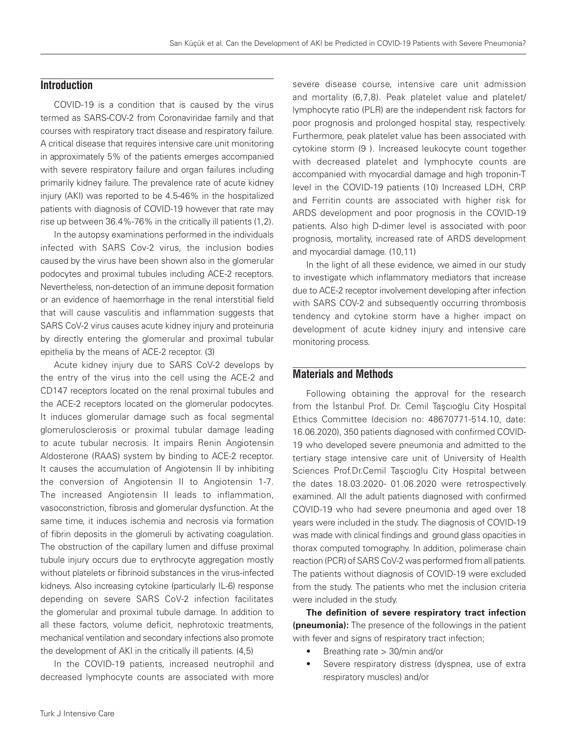## Introduction

COVID-19 is a condition that is caused by the virus termed as SARS-COV-2 from Coronaviridae family and that courses with respiratory tract disease and respiratory failure. A critical disease that requires intensive care unit monitoring in approximately 5% of the patients emerges accompanied with severe respiratory failure and organ failures including primarily kidney failure. The prevalence rate of acute kidney injury (AKI) was reported to be 4.5-46% in the hospitalized patients with diagnosis of COVID-19 however that rate may rise up between 36.4%-76% in the critically ill patients (1,2).

In the autopsy examinations performed in the individuals infected with SARS Cov-2 virus, the inclusion bodies caused by the virus have been shown also in the glomerular podocytes and proximal tubules including ACE-2 receptors. Nevertheless, non-detection of an immune deposit formation or an evidence of haemorrhage in the renal interstitial field that will cause vasculitis and inflammation suggests that SARS CoV-2 virus causes acute kidney injury and proteinuria by directly entering the glomerular and proximal tubular epithelia by the means of ACE-2 receptor. (3)

Acute kidney injury due to SARS CoV-2 develops by the entry of the virus into the cell using the ACE-2 and CD147 receptors located on the renal proximal tubules and the ACE-2 receptors located on the glomerular podocytes. It induces glomerular damage such as focal segmental glomerulosclerosis or proximal tubular damage leading to acute tubular necrosis. It impairs Renin Angiotensin Aldosterone (RAAS) system by binding to ACE-2 receptor. It causes the accumulation of Angiotensin II by inhibiting the conversion of Angiotensin II to Angiotensin 1-7. The increased Angiotensin II leads to inflammation, vasoconstriction, fibrosis and glomerular dysfunction. At the same time, it induces ischemia and necrosis via formation of fibrin deposits in the glomeruli by activating coagulation. The obstruction of the capillary lumen and diffuse proximal tubule injury occurs due to erythrocyte aggregation mostly without platelets or fibrinoid substances in the virus-infected kidneys. Also increasing cytokine (particularly IL-6) response depending on severe SARS CoV-2 infection facilitates the glomerular and proximal tubule damage. In addition to all these factors, volume deficit, nephrotoxic treatments, mechanical ventilation and secondary infections also promote the development of AKI in the critically ill patients. (4,5)

In the COVID-19 patients, increased neutrophil and decreased lymphocyte counts are associated with more severe disease course, intensive care unit admission and mortality (6,7,8). Peak platelet value and platelet/lymphocyte ratio (PLR) are the independent risk factors for poor prognosis and prolonged hospital stay, respectively. Furthermore, peak platelet value has been associated with cytokine storm (9 ). Increased leukocyte count together with decreased platelet and lymphocyte counts are accompanied with myocardial damage and high troponin-T level in the COVID-19 patients (10) Increased LDH, CRP and Ferritin counts are associated with higher risk for ARDS development and poor prognosis in the COVID-19 patients. Also high D-dimer level is associated with poor prognosis, mortality, increased rate of ARDS development and myocardial damage. (10,11)

In the light of all these evidence, we aimed in our study to investigate which inflammatory mediators that increase due to ACE-2 receptor involvement developing after infection with SARS COV-2 and subsequently occurring thrombosis tendency and cytokine storm have a higher impact on development of acute kidney injury and intensive care monitoring process.

## Materials and Methods

Following obtaining the approval for the research from the İstanbul Prof. Dr. Cemil Taşcıoğlu City Hospital Ethics Committee (decision no: 48670771-514.10, date: 16.06.2020), 350 patients diagnosed with confirmed COVID-19 who developed severe pneumonia and admitted to the tertiary stage intensive care unit of University of Health Sciences Prof.Dr.Cemil Taşcıoğlu City Hospital between the dates 18.03.2020- 01.06.2020 were retrospectively examined. All the adult patients diagnosed with confirmed COVID-19 who had severe pneumonia and aged over 18 years were included in the study. The diagnosis of COVID-19 was made with clinical findings and ground glass opacities in thorax computed tomography. In addition, polimerase chain reaction (PCR) of SARS CoV-2 was performed from all patients. The patients without diagnosis of COVID-19 were excluded from the study. The patients who met the inclusion criteria were included in the study.

**The definition of severe respiratory tract infection (pneumonia):** The presence of the followings in the patient with fever and signs of respiratory tract infection;

- Breathing rate > 30/min and/or
- Severe respiratory distress (dyspnea, use of extra respiratory muscles) and/or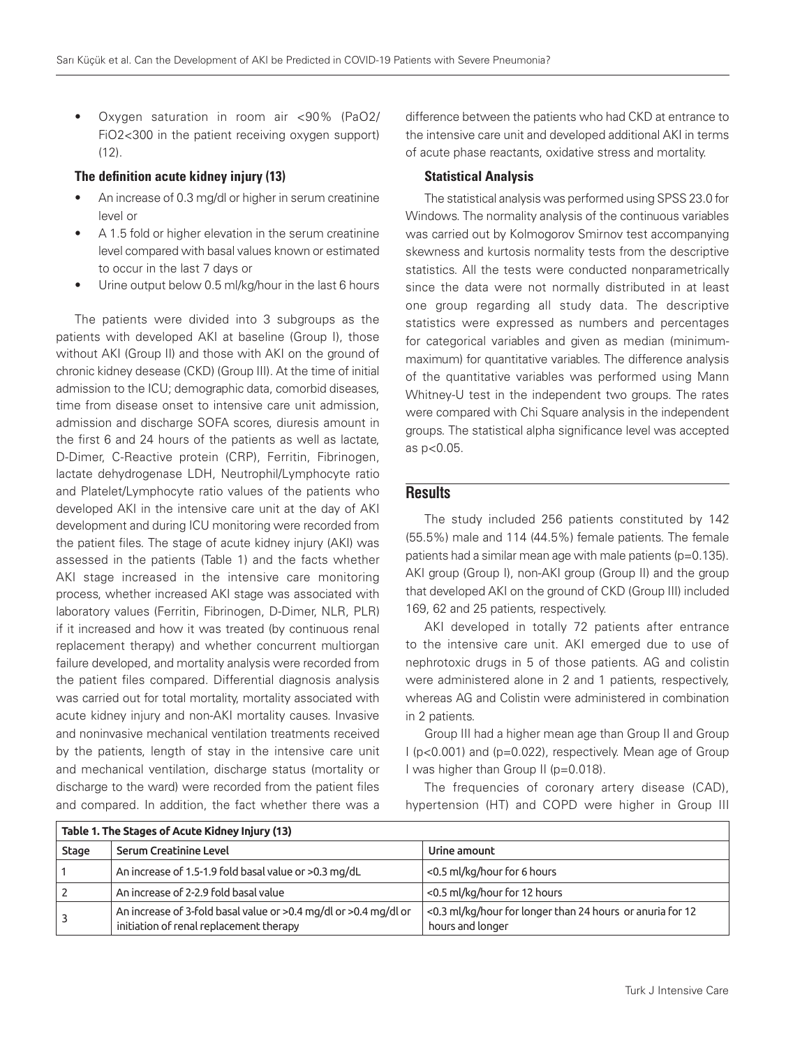- Oxygen saturation in room air <90% (PaO2/FiO2<300 in the patient receiving oxygen support) (12).

### The definition acute kidney injury (13)

- An increase of 0.3 mg/dl or higher in serum creatinine level or
- A 1.5 fold or higher elevation in the serum creatinine level compared with basal values known or estimated to occur in the last 7 days or
- Urine output below 0.5 ml/kg/hour in the last 6 hours

The patients were divided into 3 subgroups as the patients with developed AKI at baseline (Group I), those without AKI (Group II) and those with AKI on the ground of chronic kidney desease (CKD) (Group III). At the time of initial admission to the ICU; demographic data, comorbid diseases, time from disease onset to intensive care unit admission, admission and discharge SOFA scores, diuresis amount in the first 6 and 24 hours of the patients as well as lactate, D-Dimer, C-Reactive protein (CRP), Ferritin, Fibrinogen, lactate dehydrogenase LDH, Neutrophil/Lymphocyte ratio and Platelet/Lymphocyte ratio values of the patients who developed AKI in the intensive care unit at the day of AKI development and during ICU monitoring were recorded from the patient files. The stage of acute kidney injury (AKI) was assessed in the patients (Table 1) and the facts whether AKI stage increased in the intensive care monitoring process, whether increased AKI stage was associated with laboratory values (Ferritin, Fibrinogen, D-Dimer, NLR, PLR) if it increased and how it was treated (by continuous renal replacement therapy) and whether concurrent multiorgan failure developed, and mortality analysis were recorded from the patient files compared. Differential diagnosis analysis was carried out for total mortality, mortality associated with acute kidney injury and non-AKI mortality causes. Invasive and noninvasive mechanical ventilation treatments received by the patients, length of stay in the intensive care unit and mechanical ventilation, discharge status (mortality or discharge to the ward) were recorded from the patient files and compared. In addition, the fact whether there was a difference between the patients who had CKD at entrance to the intensive care unit and developed additional AKI in terms of acute phase reactants, oxidative stress and mortality.

### Statistical Analysis

The statistical analysis was performed using SPSS 23.0 for Windows. The normality analysis of the continuous variables was carried out by Kolmogorov Smirnov test accompanying skewness and kurtosis normality tests from the descriptive statistics. All the tests were conducted nonparametrically since the data were not normally distributed in at least one group regarding all study data. The descriptive statistics were expressed as numbers and percentages for categorical variables and given as median (minimum-maximum) for quantitative variables. The difference analysis of the quantitative variables was performed using Mann Whitney-U test in the independent two groups. The rates were compared with Chi Square analysis in the independent groups. The statistical alpha significance level was accepted as $p<0.05$.

## Results

The study included 256 patients constituted by 142 (55.5%) male and 114 (44.5%) female patients. The female patients had a similar mean age with male patients ($p=0.135$). AKI group (Group I), non-AKI group (Group II) and the group that developed AKI on the ground of CKD (Group III) included 169, 62 and 25 patients, respectively.

AKI developed in totally 72 patients after entrance to the intensive care unit. AKI emerged due to use of nephrotoxic drugs in 5 of those patients. AG and colistin were administered alone in 2 and 1 patients, respectively, whereas AG and Colistin were administered in combination in 2 patients.

Group III had a higher mean age than Group II and Group I ($p<0.001$) and ($p=0.022$), respectively. Mean age of Group I was higher than Group II ($p=0.018$).

The frequencies of coronary artery disease (CAD), hypertension (HT) and COPD were higher in Group III

**Table 1. The Stages of Acute Kidney Injury (13)**

| Stage | Serum Creatinine Level | Urine amount |
|---|---|---|
| 1 | An increase of 1.5-1.9 fold basal value or >0.3 mg/dL | <0.5 ml/kg/hour for 6 hours |
| 2 | An increase of 2-2.9 fold basal value | <0.5 ml/kg/hour for 12 hours |
| 3 | An increase of 3-fold basal value or >0.4 mg/dl or >0.4 mg/dl or initiation of renal replacement therapy | <0.3 ml/kg/hour for longer than 24 hours or anuria for 12 hours and longer |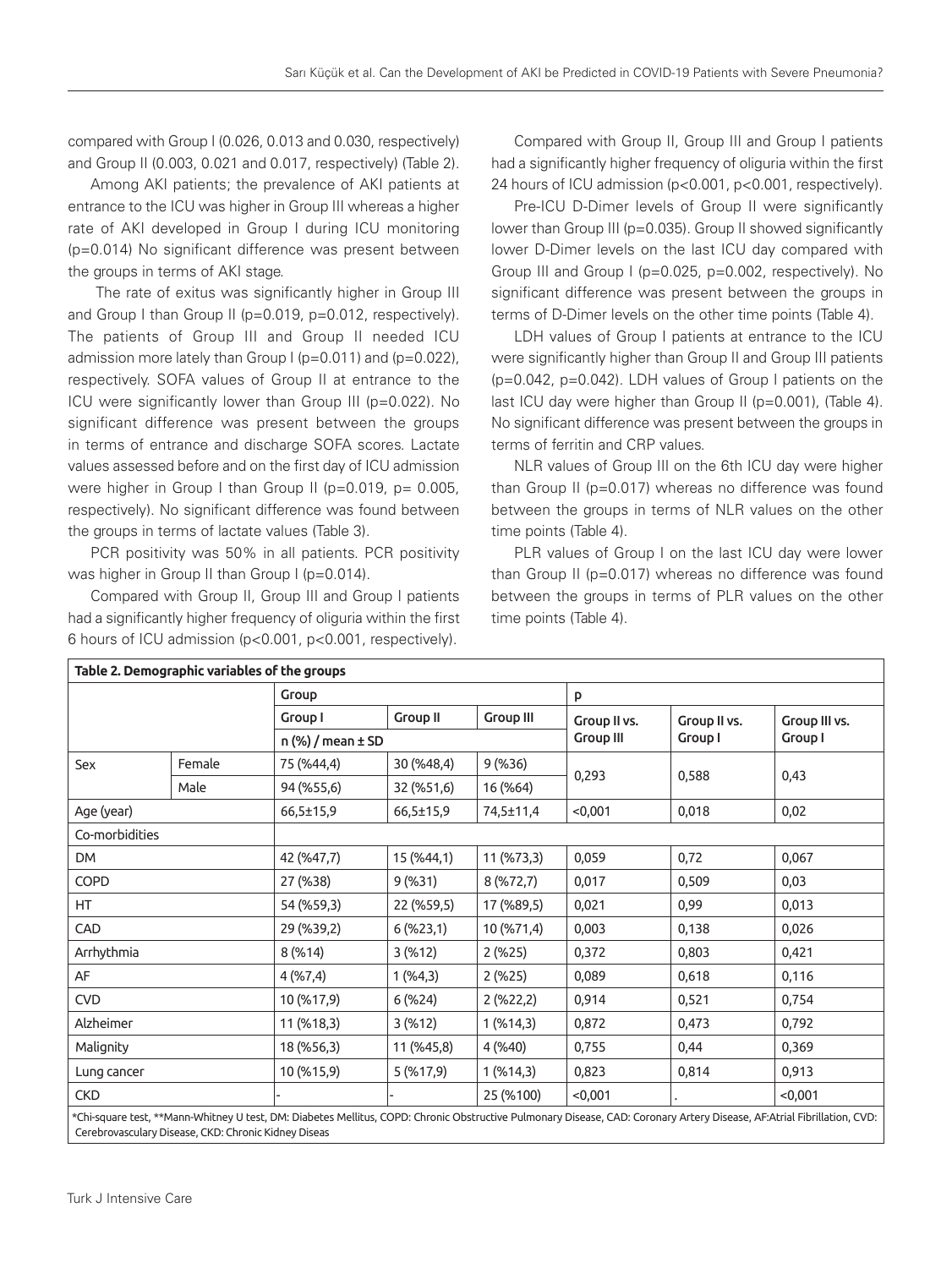compared with Group I (0.026, 0.013 and 0.030, respectively) and Group II (0.003, 0.021 and 0.017, respectively) (Table 2).

Among AKI patients; the prevalence of AKI patients at entrance to the ICU was higher in Group III whereas a higher rate of AKI developed in Group I during ICU monitoring (p=0.014) No significant difference was present between the groups in terms of AKI stage.

The rate of exitus was significantly higher in Group III and Group I than Group II (p=0.019, p=0.012, respectively). The patients of Group III and Group II needed ICU admission more lately than Group I (p=0.011) and (p=0.022), respectively. SOFA values of Group II at entrance to the ICU were significantly lower than Group III (p=0.022). No significant difference was present between the groups in terms of entrance and discharge SOFA scores. Lactate values assessed before and on the first day of ICU admission were higher in Group I than Group II (p=0.019, p= 0.005, respectively). No significant difference was found between the groups in terms of lactate values (Table 3).

PCR positivity was 50% in all patients. PCR positivity was higher in Group II than Group I (p=0.014).

Compared with Group II, Group III and Group I patients had a significantly higher frequency of oliguria within the first 6 hours of ICU admission (p<0.001, p<0.001, respectively).

Compared with Group II, Group III and Group I patients had a significantly higher frequency of oliguria within the first 24 hours of ICU admission (p<0.001, p<0.001, respectively).

Pre-ICU D-Dimer levels of Group II were significantly lower than Group III (p=0.035). Group II showed significantly lower D-Dimer levels on the last ICU day compared with Group III and Group I (p=0.025, p=0.002, respectively). No significant difference was present between the groups in terms of D-Dimer levels on the other time points (Table 4).

LDH values of Group I patients at entrance to the ICU were significantly higher than Group II and Group III patients (p=0.042, p=0.042). LDH values of Group I patients on the last ICU day were higher than Group II (p=0.001), (Table 4). No significant difference was present between the groups in terms of ferritin and CRP values.

NLR values of Group III on the 6th ICU day were higher than Group II (p=0.017) whereas no difference was found between the groups in terms of NLR values on the other time points (Table 4).

PLR values of Group I on the last ICU day were lower than Group II (p=0.017) whereas no difference was found between the groups in terms of PLR values on the other time points (Table 4).

**Table 2. Demographic variables of the groups**

| | | Group | | | p | | |
|---|---|---|---|---|---|---|---|
| | | Group I | Group II | Group III | Group II vs. Group III | Group II vs. Group I | Group III vs. Group I |
| | | n (%) / mean ± SD | | | | | |
| Sex | Female | 75 (%44,4) | 30 (%48,4) | 9 (%36) | 0,293 | 0,588 | 0,43 |
| | Male | 94 (%55,6) | 32 (%51,6) | 16 (%64) | | | |
| Age (year) | | 66,5±15,9 | 66,5±15,9 | 74,5±11,4 | <0,001 | 0,018 | 0,02 |
| Co-morbidities | | | | | | | |
| DM | | 42 (%47,7) | 15 (%44,1) | 11 (%73,3) | 0,059 | 0,72 | 0,067 |
| COPD | | 27 (%38) | 9 (%31) | 8 (%72,7) | 0,017 | 0,509 | 0,03 |
| HT | | 54 (%59,3) | 22 (%59,5) | 17 (%89,5) | 0,021 | 0,99 | 0,013 |
| CAD | | 29 (%39,2) | 6 (%23,1) | 10 (%71,4) | 0,003 | 0,138 | 0,026 |
| Arrhythmia | | 8 (%14) | 3 (%12) | 2 (%25) | 0,372 | 0,803 | 0,421 |
| AF | | 4 (%7,4) | 1 (%4,3) | 2 (%25) | 0,089 | 0,618 | 0,116 |
| CVD | | 10 (%17,9) | 6 (%24) | 2 (%22,2) | 0,914 | 0,521 | 0,754 |
| Alzheimer | | 11 (%18,3) | 3 (%12) | 1 (%14,3) | 0,872 | 0,473 | 0,792 |
| Malignity | | 18 (%56,3) | 11 (%45,8) | 4 (%40) | 0,755 | 0,44 | 0,369 |
| Lung cancer | | 10 (%15,9) | 5 (%17,9) | 1 (%14,3) | 0,823 | 0,814 | 0,913 |
| CKD | | - | - | 25 (%100) | <0,001 | . | <0,001 |

*Chi-square test, **Mann-Whitney U test, DM: Diabetes Mellitus, COPD: Chronic Obstructive Pulmonary Disease, CAD: Coronary Artery Disease, AF:Atrial Fibrillation, CVD: Cerebrovasculary Disease, CKD: Chronic Kidney Diseas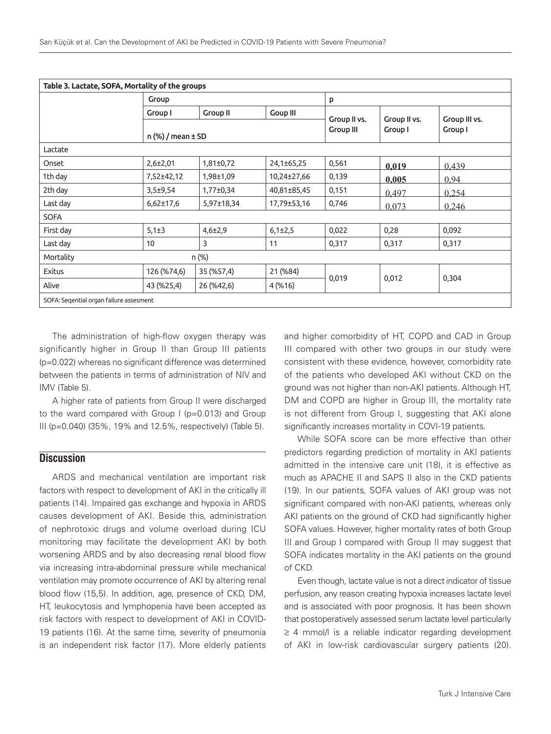**Table 3. Lactate, SOFA, Mortality of the groups**

| | Group | | | p | | |
|---|---|---|---|---|---|---|
| | Group I | Group II | Goup III | Group II vs. Group III | Group II vs. Group I | Group III vs. Group I |
| | n (%) / mean ± SD | | | | | |
| Lactate | | | | | | |
| Onset | 2,6±2,01 | 1,81±0,72 | 24,1±65,25 | 0,561 | **0,019** | 0,439 |
| 1th day | 7,52±42,12 | 1,98±1,09 | 10,24±27,66 | 0,139 | **0,005** | 0,94 |
| 2th day | 3,5±9,54 | 1,77±0,34 | 40,81±85,45 | 0,151 | 0,497 | 0,254 |
| Last day | 6,62±17,6 | 5,97±18,34 | 17,79±53,16 | 0,746 | 0,073 | 0,246 |
| SOFA | | | | | | |
| First day | 5,1±3 | 4,6±2,9 | 6,1±2,5 | 0,022 | 0,28 | 0,092 |
| Last day | 10 | 3 | 11 | 0,317 | 0,317 | 0,317 |
| Mortality | n (%) | | | | | |
| Exitus | 126 (%74,6) | 35 (%57,4) | 21 (%84) | 0,019 | 0,012 | 0,304 |
| Alive | 43 (%25,4) | 26 (%42,6) | 4 (%16) | | | |

SOFA: Seqential organ failure assesment

The administration of high-flow oxygen therapy was significantly higher in Group II than Group III patients (p=0.022) whereas no significant difference was determined between the patients in terms of administration of NIV and IMV (Table 5).

A higher rate of patients from Group II were discharged to the ward compared with Group I (p=0.013) and Group III (p=0.040) (35%, 19% and 12.5%, respectively) (Table 5).

## Discussion

ARDS and mechanical ventilation are important risk factors with respect to development of AKI in the critically ill patients (14). Impaired gas exchange and hypoxia in ARDS causes development of AKI. Beside this, administration of nephrotoxic drugs and volume overload during ICU monitoring may facilitate the development AKI by both worsening ARDS and by also decreasing renal blood flow via increasing intra-abdominal pressure while mechanical ventilation may promote occurrence of AKI by altering renal blood flow (15,5). In addition, age, presence of CKD, DM, HT, leukocytosis and lymphopenia have been accepted as risk factors with respect to development of AKI in COVID-19 patients (16). At the same time, severity of pneumonia is an independent risk factor (17). More elderly patients and higher comorbidity of HT, COPD and CAD in Group III compared with other two groups in our study were consistent with these evidence, however, comorbidity rate of the patients who developed AKI without CKD on the ground was not higher than non-AKI patients. Although HT, DM and COPD are higher in Group III, the mortality rate is not different from Group I, suggesting that AKI alone significantly increases mortality in COVI-19 patients.

While SOFA score can be more effective than other predictors regarding prediction of mortality in AKI patients admitted in the intensive care unit (18), it is effective as much as APACHE II and SAPS II also in the CKD patients (19). In our patients, SOFA values of AKI group was not significant compared with non-AKI patients, whereas only AKI patients on the ground of CKD had significantly higher SOFA values. However, higher mortality rates of both Group III and Group I compared with Group II may suggest that SOFA indicates mortality in the AKI patients on the ground of CKD.

Even though, lactate value is not a direct indicator of tissue perfusion, any reason creating hypoxia increases lactate level and is associated with poor prognosis. It has been shown that postoperatively assessed serum lactate level particularly ≥ 4 mmol/l is a reliable indicator regarding development of AKI in low-risk cardiovascular surgery patients (20).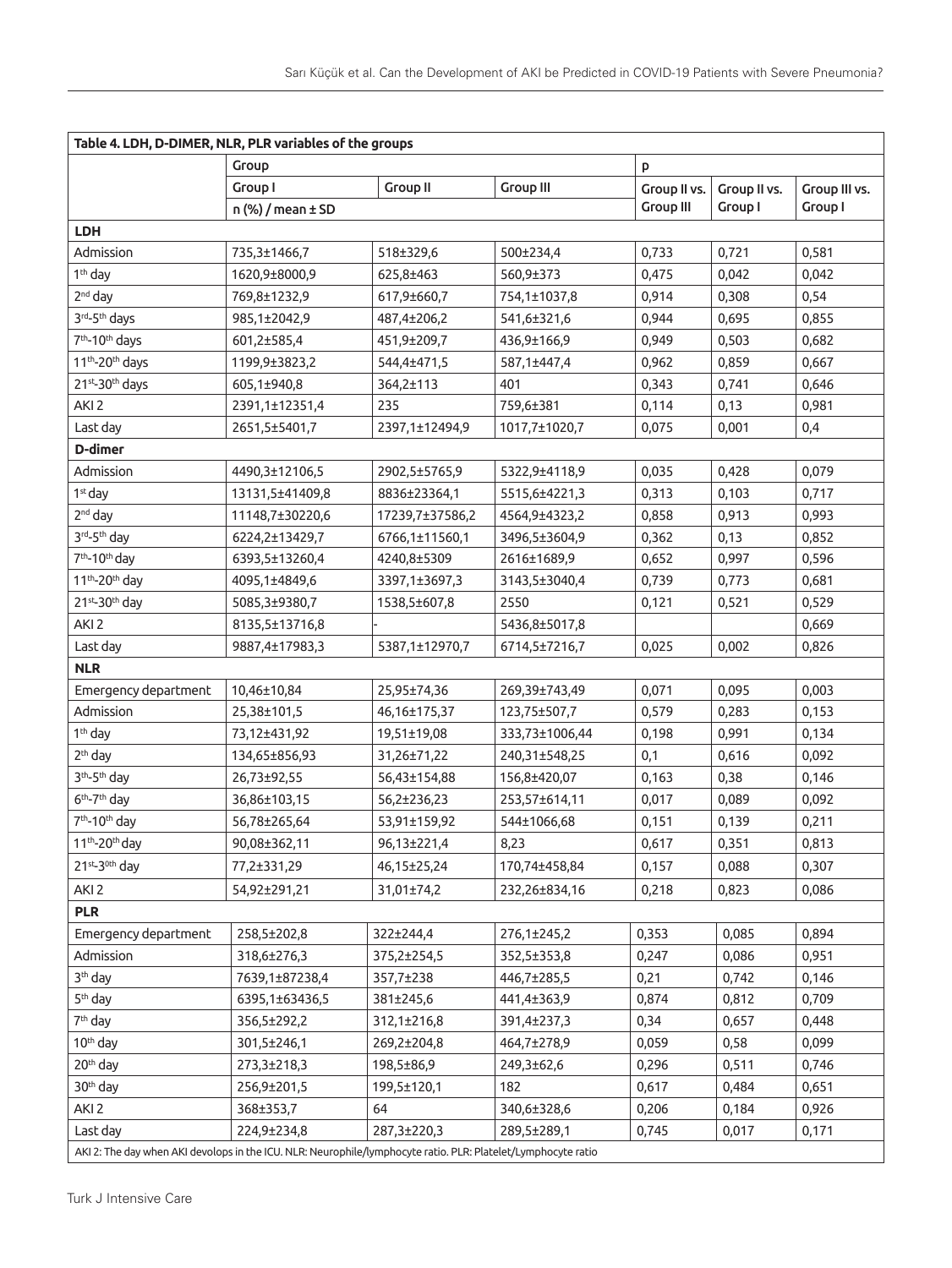**Table 4. LDH, D-DIMER, NLR, PLR variables of the groups**

| | Group | | | p | | |
|---|---|---|---|---|---|---|
| | Group I | Group II | Group III | Group II vs. Group III | Group II vs. Group I | Group III vs. Group I |
| | n (%) / mean ± SD | | | | | |
| **LDH** | | | | | | |
| Admission | 735,3±1466,7 | 518±329,6 | 500±234,4 | 0,733 | 0,721 | 0,581 |
| 1th day | 1620,9±8000,9 | 625,8±463 | 560,9±373 | 0,475 | 0,042 | 0,042 |
| 2nd day | 769,8±1232,9 | 617,9±660,7 | 754,1±1037,8 | 0,914 | 0,308 | 0,54 |
| 3rd-5th days | 985,1±2042,9 | 487,4±206,2 | 541,6±321,6 | 0,944 | 0,695 | 0,855 |
| 7th-10th days | 601,2±585,4 | 451,9±209,7 | 436,9±166,9 | 0,949 | 0,503 | 0,682 |
| 11th-20th days | 1199,9±3823,2 | 544,4±471,5 | 587,1±447,4 | 0,962 | 0,859 | 0,667 |
| 21st-30th days | 605,1±940,8 | 364,2±113 | 401 | 0,343 | 0,741 | 0,646 |
| AKI 2 | 2391,1±12351,4 | 235 | 759,6±381 | 0,114 | 0,13 | 0,981 |
| Last day | 2651,5±5401,7 | 2397,1±12494,9 | 1017,7±1020,7 | 0,075 | 0,001 | 0,4 |
| **D-dimer** | | | | | | |
| Admission | 4490,3±12106,5 | 2902,5±5765,9 | 5322,9±4118,9 | 0,035 | 0,428 | 0,079 |
| 1st day | 13131,5±41409,8 | 8836±23364,1 | 5515,6±4221,3 | 0,313 | 0,103 | 0,717 |
| 2nd day | 11148,7±30220,6 | 17239,7±37586,2 | 4564,9±4323,2 | 0,858 | 0,913 | 0,993 |
| 3rd-5th day | 6224,2±13429,7 | 6766,1±11560,1 | 3496,5±3604,9 | 0,362 | 0,13 | 0,852 |
| 7th-10th day | 6393,5±13260,4 | 4240,8±5309 | 2616±1689,9 | 0,652 | 0,997 | 0,596 |
| 11th-20th day | 4095,1±4849,6 | 3397,1±3697,3 | 3143,5±3040,4 | 0,739 | 0,773 | 0,681 |
| 21st-30th day | 5085,3±9380,7 | 1538,5±607,8 | 2550 | 0,121 | 0,521 | 0,529 |
| AKI 2 | 8135,5±13716,8 | - | 5436,8±5017,8 | | | 0,669 |
| Last day | 9887,4±17983,3 | 5387,1±12970,7 | 6714,5±7216,7 | 0,025 | 0,002 | 0,826 |
| **NLR** | | | | | | |
| Emergency department | 10,46±10,84 | 25,95±74,36 | 269,39±743,49 | 0,071 | 0,095 | 0,003 |
| Admission | 25,38±101,5 | 46,16±175,37 | 123,75±507,7 | 0,579 | 0,283 | 0,153 |
| 1th day | 73,12±431,92 | 19,51±19,08 | 333,73±1006,44 | 0,198 | 0,991 | 0,134 |
| 2th day | 134,65±856,93 | 31,26±71,22 | 240,31±548,25 | 0,1 | 0,616 | 0,092 |
| 3th-5th day | 26,73±92,55 | 56,43±154,88 | 156,8±420,07 | 0,163 | 0,38 | 0,146 |
| 6th-7th day | 36,86±103,15 | 56,2±236,23 | 253,57±614,11 | 0,017 | 0,089 | 0,092 |
| 7th-10th day | 56,78±265,64 | 53,91±159,92 | 544±1066,68 | 0,151 | 0,139 | 0,211 |
| 11th-20th day | 90,08±362,11 | 96,13±221,4 | 8,23 | 0,617 | 0,351 | 0,813 |
| 21st-30th day | 77,2±331,29 | 46,15±25,24 | 170,74±458,84 | 0,157 | 0,088 | 0,307 |
| AKI 2 | 54,92±291,21 | 31,01±74,2 | 232,26±834,16 | 0,218 | 0,823 | 0,086 |
| **PLR** | | | | | | |
| Emergency department | 258,5±202,8 | 322±244,4 | 276,1±245,2 | 0,353 | 0,085 | 0,894 |
| Admission | 318,6±276,3 | 375,2±254,5 | 352,5±353,8 | 0,247 | 0,086 | 0,951 |
| 3th day | 7639,1±87238,4 | 357,7±238 | 446,7±285,5 | 0,21 | 0,742 | 0,146 |
| 5th day | 6395,1±63436,5 | 381±245,6 | 441,4±363,9 | 0,874 | 0,812 | 0,709 |
| 7th day | 356,5±292,2 | 312,1±216,8 | 391,4±237,3 | 0,34 | 0,657 | 0,448 |
| 10th day | 301,5±246,1 | 269,2±204,8 | 464,7±278,9 | 0,059 | 0,58 | 0,099 |
| 20th day | 273,3±218,3 | 198,5±86,9 | 249,3±62,6 | 0,296 | 0,511 | 0,746 |
| 30th day | 256,9±201,5 | 199,5±120,1 | 182 | 0,617 | 0,484 | 0,651 |
| AKI 2 | 368±353,7 | 64 | 340,6±328,6 | 0,206 | 0,184 | 0,926 |
| Last day | 224,9±234,8 | 287,3±220,3 | 289,5±289,1 | 0,745 | 0,017 | 0,171 |

AKI 2: The day when AKI devolops in the ICU. NLR: Neurophile/lymphocyte ratio. PLR: Platelet/Lymphocyte ratio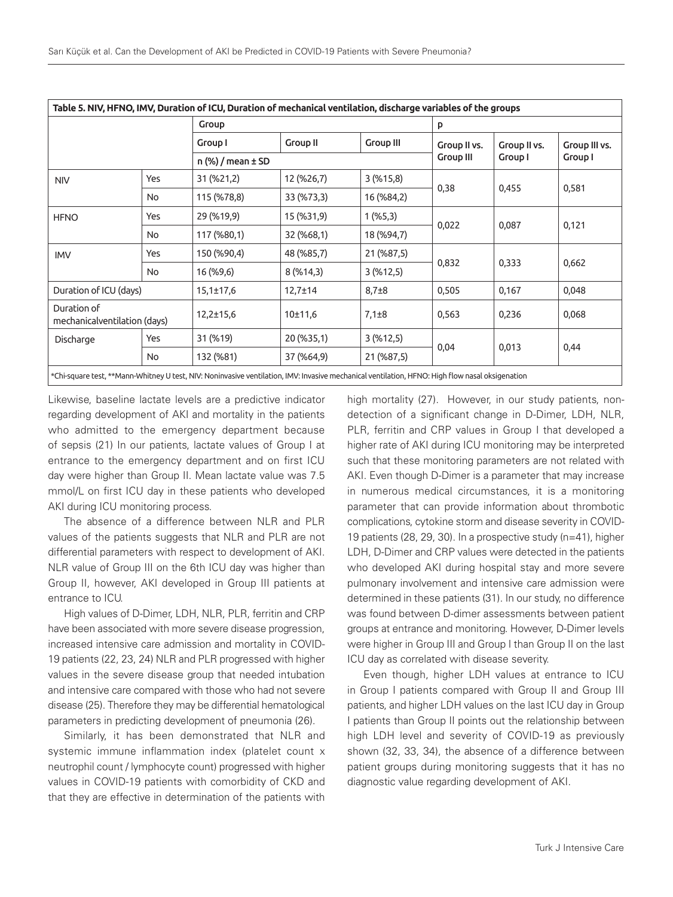**Table 5. NIV, HFNO, IMV, Duration of ICU, Duration of mechanical ventilation, discharge variables of the groups**

| | | Group | | | p | | |
|---|---|---|---|---|---|---|---|
| | | Group I | Group II | Group III | Group II vs. Group III | Group II vs. Group I | Group III vs. Group I |
| | | n (%) / mean ± SD | | | | | |
| NIV | Yes | 31 (%21,2) | 12 (%26,7) | 3 (%15,8) | 0,38 | 0,455 | 0,581 |
| | No | 115 (%78,8) | 33 (%73,3) | 16 (%84,2) | | | |
| HFNO | Yes | 29 (%19,9) | 15 (%31,9) | 1 (%5,3) | 0,022 | 0,087 | 0,121 |
| | No | 117 (%80,1) | 32 (%68,1) | 18 (%94,7) | | | |
| IMV | Yes | 150 (%90,4) | 48 (%85,7) | 21 (%87,5) | 0,832 | 0,333 | 0,662 |
| | No | 16 (%9,6) | 8 (%14,3) | 3 (%12,5) | | | |
| Duration of ICU (days) | | 15,1±17,6 | 12,7±14 | 8,7±8 | 0,505 | 0,167 | 0,048 |
| Duration of mechanicalventilation (days) | | 12,2±15,6 | 10±11,6 | 7,1±8 | 0,563 | 0,236 | 0,068 |
| Discharge | Yes | 31 (%19) | 20 (%35,1) | 3 (%12,5) | 0,04 | 0,013 | 0,44 |
| | No | 132 (%81) | 37 (%64,9) | 21 (%87,5) | | | |

*Chi-square test, **Mann-Whitney U test, NIV: Noninvasive ventilation, IMV: Invasive mechanical ventilation, HFNO: High flow nasal oksigenation

Likewise, baseline lactate levels are a predictive indicator regarding development of AKI and mortality in the patients who admitted to the emergency department because of sepsis (21) In our patients, lactate values of Group I at entrance to the emergency department and on first ICU day were higher than Group II. Mean lactate value was 7.5 mmol/L on first ICU day in these patients who developed AKI during ICU monitoring process.

The absence of a difference between NLR and PLR values of the patients suggests that NLR and PLR are not differential parameters with respect to development of AKI. NLR value of Group III on the 6th ICU day was higher than Group II, however, AKI developed in Group III patients at entrance to ICU.

High values of D-Dimer, LDH, NLR, PLR, ferritin and CRP have been associated with more severe disease progression, increased intensive care admission and mortality in COVID-19 patients (22, 23, 24) NLR and PLR progressed with higher values in the severe disease group that needed intubation and intensive care compared with those who had not severe disease (25). Therefore they may be differential hematological parameters in predicting development of pneumonia (26).

Similarly, it has been demonstrated that NLR and systemic immune inflammation index (platelet count x neutrophil count / lymphocyte count) progressed with higher values in COVID-19 patients with comorbidity of CKD and that they are effective in determination of the patients with high mortality (27). However, in our study patients, non-detection of a significant change in D-Dimer, LDH, NLR, PLR, ferritin and CRP values in Group I that developed a higher rate of AKI during ICU monitoring may be interpreted such that these monitoring parameters are not related with AKI. Even though D-Dimer is a parameter that may increase in numerous medical circumstances, it is a monitoring parameter that can provide information about thrombotic complications, cytokine storm and disease severity in COVID-19 patients (28, 29, 30). In a prospective study (n=41), higher LDH, D-Dimer and CRP values were detected in the patients who developed AKI during hospital stay and more severe pulmonary involvement and intensive care admission were determined in these patients (31). In our study, no difference was found between D-dimer assessments between patient groups at entrance and monitoring. However, D-Dimer levels were higher in Group III and Group I than Group II on the last ICU day as correlated with disease severity.

Even though, higher LDH values at entrance to ICU in Group I patients compared with Group II and Group III patients, and higher LDH values on the last ICU day in Group I patients than Group II points out the relationship between high LDH level and severity of COVID-19 as previously shown (32, 33, 34), the absence of a difference between patient groups during monitoring suggests that it has no diagnostic value regarding development of AKI.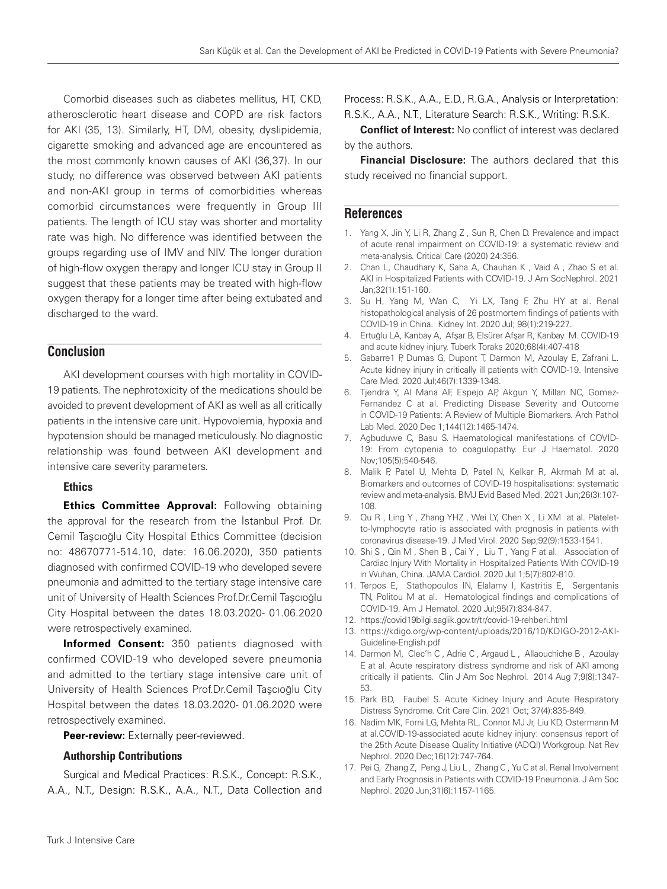Comorbid diseases such as diabetes mellitus, HT, CKD, atherosclerotic heart disease and COPD are risk factors for AKI (35, 13). Similarly, HT, DM, obesity, dyslipidemia, cigarette smoking and advanced age are encountered as the most commonly known causes of AKI (36,37). In our study, no difference was observed between AKI patients and non-AKI group in terms of comorbidities whereas comorbid circumstances were frequently in Group III patients. The length of ICU stay was shorter and mortality rate was high. No difference was identified between the groups regarding use of IMV and NIV. The longer duration of high-flow oxygen therapy and longer ICU stay in Group II suggest that these patients may be treated with high-flow oxygen therapy for a longer time after being extubated and discharged to the ward.

## Conclusion

AKI development courses with high mortality in COVID-19 patients. The nephrotoxicity of the medications should be avoided to prevent development of AKI as well as all critically patients in the intensive care unit. Hypovolemia, hypoxia and hypotension should be managed meticulously. No diagnostic relationship was found between AKI development and intensive care severity parameters.

### Ethics

**Ethics Committee Approval:** Following obtaining the approval for the research from the İstanbul Prof. Dr. Cemil Taşcıoğlu City Hospital Ethics Committee (decision no: 48670771-514.10, date: 16.06.2020), 350 patients diagnosed with confirmed COVID-19 who developed severe pneumonia and admitted to the tertiary stage intensive care unit of University of Health Sciences Prof.Dr.Cemil Taşcıoğlu City Hospital between the dates 18.03.2020- 01.06.2020 were retrospectively examined.

**Informed Consent:** 350 patients diagnosed with confirmed COVID-19 who developed severe pneumonia and admitted to the tertiary stage intensive care unit of University of Health Sciences Prof.Dr.Cemil Taşcıoğlu City Hospital between the dates 18.03.2020- 01.06.2020 were retrospectively examined.

**Peer-review:** Externally peer-reviewed.

### Authorship Contributions

Surgical and Medical Practices: R.S.K., Concept: R.S.K., A.A., N.T., Design: R.S.K., A.A., N.T., Data Collection and Process: R.S.K., A.A., E.D., R.G.A., Analysis or Interpretation: R.S.K., A.A., N.T., Literature Search: R.S.K., Writing: R.S.K.

**Conflict of Interest:** No conflict of interest was declared by the authors.

**Financial Disclosure:** The authors declared that this study received no financial support.

## References

1. Yang X, Jin Y, Li R, Zhang Z , Sun R, Chen D. Prevalence and impact of acute renal impairment on COVID-19: a systematic review and meta-analysis. Critical Care (2020) 24:356.
2. Chan L, Chaudhary K, Saha A, Chauhan K , Vaid A , Zhao S et al. AKI in Hospitalized Patients with COVID-19. J Am SocNephrol. 2021 Jan;32(1):151-160.
3. Su H, Yang M, Wan C, Yi LX, Tang F, Zhu HY at al. Renal histopathological analysis of 26 postmortem findings of patients with COVID-19 in China. Kidney Int. 2020 Jul; 98(1):219-227.
4. Ertuğlu LA, Kanbay A, Afşar B, Elsürer Afşar R, Kanbay M. COVID-19 and acute kidney injury. Tuberk Toraks 2020;68(4):407-418
5. Gabarre1 P, Dumas G, Dupont T, Darmon M, Azoulay E, Zafrani L. Acute kidney injury in critically ill patients with COVID-19. Intensive Care Med. 2020 Jul;46(7):1339-1348.
6. Tjendra Y, Al Mana AF, Espejo AP, Akgun Y, Millan NC, Gomez-Fernandez C at al. Predicting Disease Severity and Outcome in COVID-19 Patients: A Review of Multiple Biomarkers. Arch Pathol Lab Med. 2020 Dec 1;144(12):1465-1474.
7. Agbuduwe C, Basu S. Haematological manifestations of COVID-19: From cytopenia to coagulopathy. Eur J Haematol. 2020 Nov;105(5):540-546.
8. Malik P, Patel U, Mehta D, Patel N, Kelkar R, Akrmah M at al. Biomarkers and outcomes of COVID-19 hospitalisations: systematic review and meta-analysis. BMJ Evid Based Med. 2021 Jun;26(3):107-108.
9. Qu R , Ling Y , Zhang YHZ , Wei LY, Chen X , Li XM at al. Platelet-to-lymphocyte ratio is associated with prognosis in patients with coronavirus disease-19. J Med Virol. 2020 Sep;92(9):1533-1541.
10. Shi S , Qin M , Shen B , Cai Y , Liu T , Yang F at al. Association of Cardiac Injury With Mortality in Hospitalized Patients With COVID-19 in Wuhan, China. JAMA Cardiol. 2020 Jul 1;5(7):802-810.
11. Terpos E, Stathopoulos IN, Elalamy I, Kastritis E, Sergentanis TN, Politou M at al. Hematological findings and complications of COVID-19. Am J Hematol. 2020 Jul;95(7):834-847.
12. https://covid19bilgi.saglik.gov.tr/tr/covid-19-rehberi.html
13. https://kdigo.org/wp-content/uploads/2016/10/KDIGO-2012-AKI-Guideline-English.pdf
14. Darmon M, Clec'h C , Adrie C , Argaud L , Allaouchiche B , Azoulay E at al. Acute respiratory distress syndrome and risk of AKI among critically ill patients. Clin J Am Soc Nephrol. 2014 Aug 7;9(8):1347-53.
15. Park BD, Faubel S. Acute Kidney Injury and Acute Respiratory Distress Syndrome. Crit Care Clin. 2021 Oct; 37(4):835-849.
16. Nadim MK, Forni LG, Mehta RL, Connor MJ Jr, Liu KD, Ostermann M at al.COVID-19-associated acute kidney injury: consensus report of the 25th Acute Disease Quality Initiative (ADQI) Workgroup. Nat Rev Nephrol. 2020 Dec;16(12):747-764.
17. Pei G, Zhang Z, Peng J, Liu L , Zhang C , Yu C at al. Renal Involvement and Early Prognosis in Patients with COVID-19 Pneumonia. J Am Soc Nephrol. 2020 Jun;31(6):1157-1165.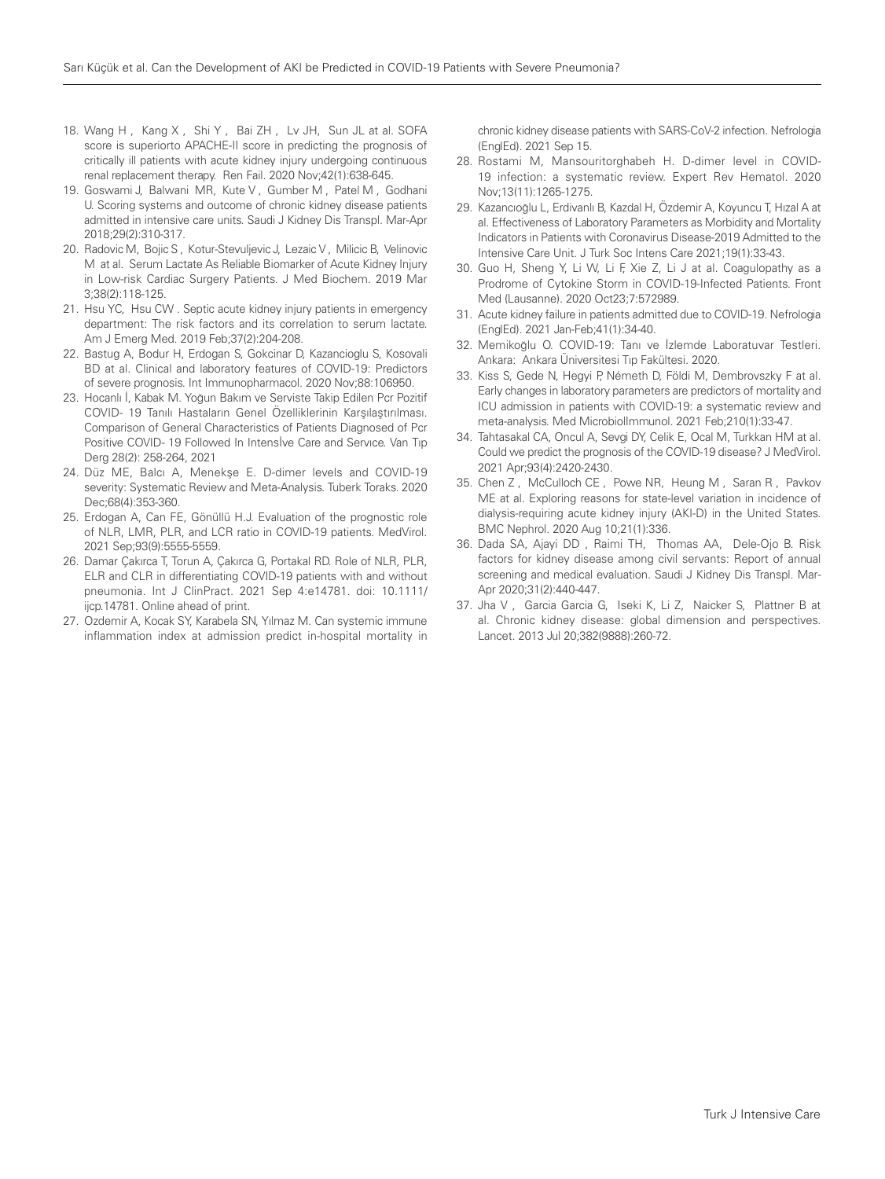18. Wang H , Kang X , Shi Y , Bai ZH , Lv JH, Sun JL at al. SOFA score is superiorto APACHE-II score in predicting the prognosis of critically ill patients with acute kidney injury undergoing continuous renal replacement therapy. Ren Fail. 2020 Nov;42(1):638-645.
19. Goswami J, Balwani MR, Kute V , Gumber M , Patel M , Godhani U. Scoring systems and outcome of chronic kidney disease patients admitted in intensive care units. Saudi J Kidney Dis Transpl. Mar-Apr 2018;29(2):310-317.
20. Radovic M, Bojic S , Kotur-Stevuljevic J, Lezaic V , Milicic B, Velinovic M at al. Serum Lactate As Reliable Biomarker of Acute Kidney Injury in Low-risk Cardiac Surgery Patients. J Med Biochem. 2019 Mar 3;38(2):118-125.
21. Hsu YC, Hsu CW . Septic acute kidney injury patients in emergency department: The risk factors and its correlation to serum lactate. Am J Emerg Med. 2019 Feb;37(2):204-208.
22. Bastug A, Bodur H, Erdogan S, Gokcinar D, Kazancioglu S, Kosovali BD at al. Clinical and laboratory features of COVID-19: Predictors of severe prognosis. Int Immunopharmacol. 2020 Nov;88:106950.
23. Hocanlı İ, Kabak M. Yoğun Bakım ve Serviste Takip Edilen Pcr Pozitif COVID- 19 Tanılı Hastaların Genel Özelliklerinin Karşılaştırılması. Comparison of General Characteristics of Patients Diagnosed of Pcr Positive COVID- 19 Followed In Intensİve Care and Servıce. Van Tıp Derg 28(2): 258-264, 2021
24. Düz ME, Balcı A, Menekşe E. D-dimer levels and COVID-19 severity: Systematic Review and Meta-Analysis. Tuberk Toraks. 2020 Dec;68(4):353-360.
25. Erdogan A, Can FE, Gönüllü H.J. Evaluation of the prognostic role of NLR, LMR, PLR, and LCR ratio in COVID-19 patients. MedVirol. 2021 Sep;93(9):5555-5559.
26. Damar Çakırca T, Torun A, Çakırca G, Portakal RD. Role of NLR, PLR, ELR and CLR in differentiating COVID-19 patients with and without pneumonia. Int J ClinPract. 2021 Sep 4:e14781. doi: 10.1111/ijcp.14781. Online ahead of print.
27. Ozdemir A, Kocak SY, Karabela SN, Yılmaz M. Can systemic immune inflammation index at admission predict in-hospital mortality in chronic kidney disease patients with SARS-CoV-2 infection. Nefrologia (EnglEd). 2021 Sep 15.
28. Rostami M, Mansouritorghabeh H. D-dimer level in COVID-19 infection: a systematic review. Expert Rev Hematol. 2020 Nov;13(11):1265-1275.
29. Kazancıoğlu L, Erdivanlı B, Kazdal H, Özdemir A, Koyuncu T, Hızal A at al. Effectiveness of Laboratory Parameters as Morbidity and Mortality Indicators in Patients with Coronavirus Disease-2019 Admitted to the Intensive Care Unit. J Turk Soc Intens Care 2021;19(1):33-43.
30. Guo H, Sheng Y, Li W, Li F, Xie Z, Li J at al. Coagulopathy as a Prodrome of Cytokine Storm in COVID-19-Infected Patients. Front Med (Lausanne). 2020 Oct23;7:572989.
31. Acute kidney failure in patients admitted due to COVID-19. Nefrologia (EnglEd). 2021 Jan-Feb;41(1):34-40.
32. Memikoğlu O. COVID-19: Tanı ve İzlemde Laboratuvar Testleri. Ankara: Ankara Üniversitesi Tıp Fakültesi. 2020.
33. Kiss S, Gede N, Hegyi P, Németh D, Földi M, Dembrovszky F at al. Early changes in laboratory parameters are predictors of mortality and ICU admission in patients with COVID-19: a systematic review and meta-analysis. Med MicrobiolImmunol. 2021 Feb;210(1):33-47.
34. Tahtasakal CA, Oncul A, Sevgi DY, Celik E, Ocal M, Turkkan HM at al. Could we predict the prognosis of the COVID-19 disease? J MedVirol. 2021 Apr;93(4):2420-2430.
35. Chen Z , McCulloch CE , Powe NR, Heung M , Saran R , Pavkov ME at al. Exploring reasons for state-level variation in incidence of dialysis-requiring acute kidney injury (AKI-D) in the United States. BMC Nephrol. 2020 Aug 10;21(1):336.
36. Dada SA, Ajayi DD , Raimi TH, Thomas AA, Dele-Ojo B. Risk factors for kidney disease among civil servants: Report of annual screening and medical evaluation. Saudi J Kidney Dis Transpl. Mar-Apr 2020;31(2):440-447.
37. Jha V , Garcia Garcia G, Iseki K, Li Z, Naicker S, Plattner B at al. Chronic kidney disease: global dimension and perspectives. Lancet. 2013 Jul 20;382(9888):260-72.